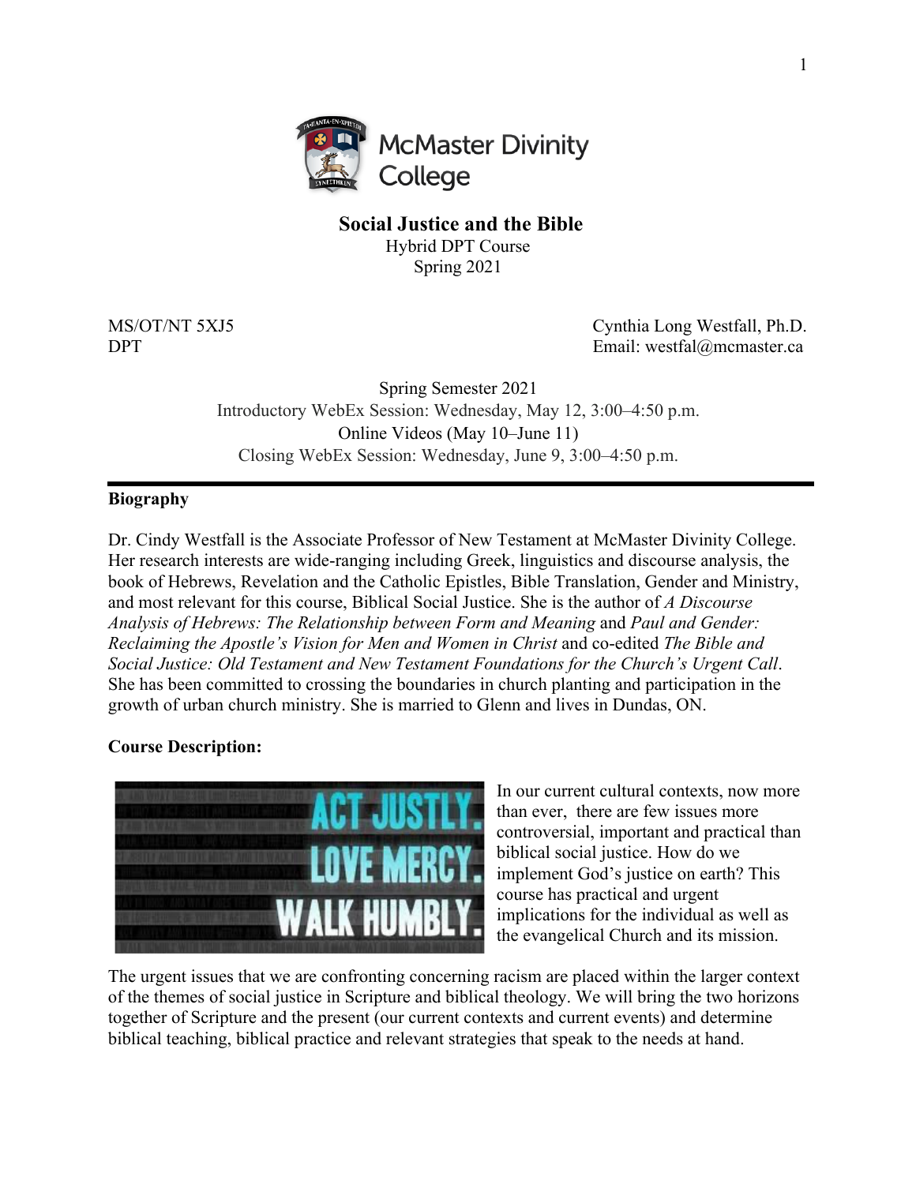McMaster Divinity College

# Social Justice and the Bible

Hybrid DPT Course
Spring 2021

MS/OT/NT 5XJ5
DPT

Cynthia Long Westfall, Ph.D.
Email: westfal@mcmaster.ca

Spring Semester 2021
Introductory WebEx Session: Wednesday, May 12, 3:00–4:50 p.m.
Online Videos (May 10–June 11)
Closing WebEx Session: Wednesday, June 9, 3:00–4:50 p.m.

---

## Biography

Dr. Cindy Westfall is the Associate Professor of New Testament at McMaster Divinity College. Her research interests are wide-ranging including Greek, linguistics and discourse analysis, the book of Hebrews, Revelation and the Catholic Epistles, Bible Translation, Gender and Ministry, and most relevant for this course, Biblical Social Justice. She is the author of *A Discourse Analysis of Hebrews: The Relationship between Form and Meaning* and *Paul and Gender: Reclaiming the Apostle's Vision for Men and Women in Christ* and co-edited *The Bible and Social Justice: Old Testament and New Testament Foundations for the Church's Urgent Call*. She has been committed to crossing the boundaries in church planting and participation in the growth of urban church ministry. She is married to Glenn and lives in Dundas, ON.

## Course Description:

In our current cultural contexts, now more than ever, there are few issues more controversial, important and practical than biblical social justice. How do we implement God's justice on earth? This course has practical and urgent implications for the individual as well as the evangelical Church and its mission.

The urgent issues that we are confronting concerning racism are placed within the larger context of the themes of social justice in Scripture and biblical theology. We will bring the two horizons together of Scripture and the present (our current contexts and current events) and determine biblical teaching, biblical practice and relevant strategies that speak to the needs at hand.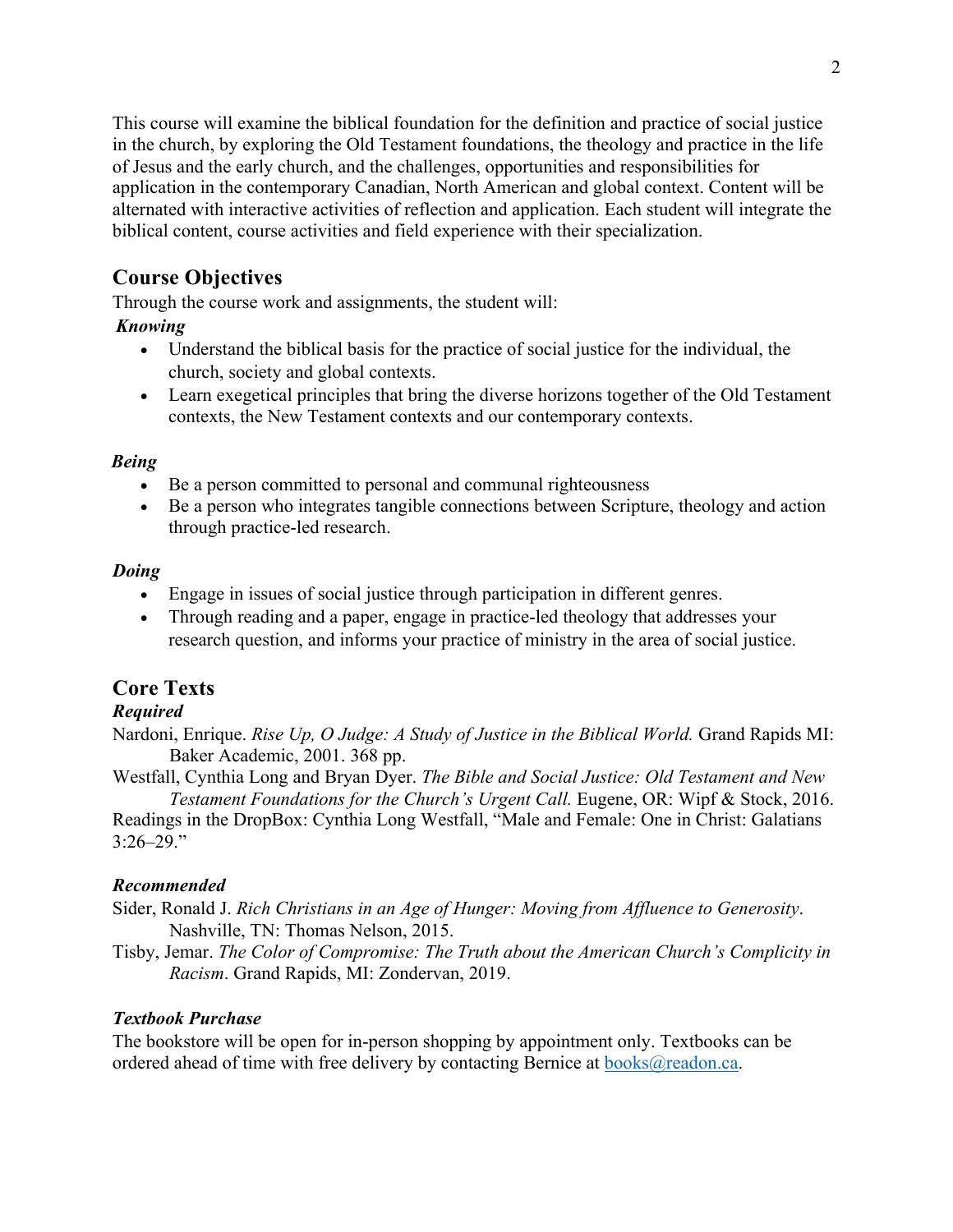This course will examine the biblical foundation for the definition and practice of social justice in the church, by exploring the Old Testament foundations, the theology and practice in the life of Jesus and the early church, and the challenges, opportunities and responsibilities for application in the contemporary Canadian, North American and global context. Content will be alternated with interactive activities of reflection and application. Each student will integrate the biblical content, course activities and field experience with their specialization.

## Course Objectives

Through the course work and assignments, the student will:

***Knowing***

- Understand the biblical basis for the practice of social justice for the individual, the church, society and global contexts.
- Learn exegetical principles that bring the diverse horizons together of the Old Testament contexts, the New Testament contexts and our contemporary contexts.

***Being***

- Be a person committed to personal and communal righteousness
- Be a person who integrates tangible connections between Scripture, theology and action through practice-led research.

***Doing***

- Engage in issues of social justice through participation in different genres.
- Through reading and a paper, engage in practice-led theology that addresses your research question, and informs your practice of ministry in the area of social justice.

## Core Texts

***Required***

Nardoni, Enrique. *Rise Up, O Judge: A Study of Justice in the Biblical World.* Grand Rapids MI: Baker Academic, 2001. 368 pp.

Westfall, Cynthia Long and Bryan Dyer. *The Bible and Social Justice: Old Testament and New Testament Foundations for the Church's Urgent Call.* Eugene, OR: Wipf & Stock, 2016.

Readings in the DropBox: Cynthia Long Westfall, "Male and Female: One in Christ: Galatians 3:26–29."

***Recommended***

Sider, Ronald J. *Rich Christians in an Age of Hunger: Moving from Affluence to Generosity*. Nashville, TN: Thomas Nelson, 2015.

Tisby, Jemar. *The Color of Compromise: The Truth about the American Church's Complicity in Racism*. Grand Rapids, MI: Zondervan, 2019.

***Textbook Purchase***

The bookstore will be open for in-person shopping by appointment only. Textbooks can be ordered ahead of time with free delivery by contacting Bernice at [books@readon.ca](mailto:books@readon.ca).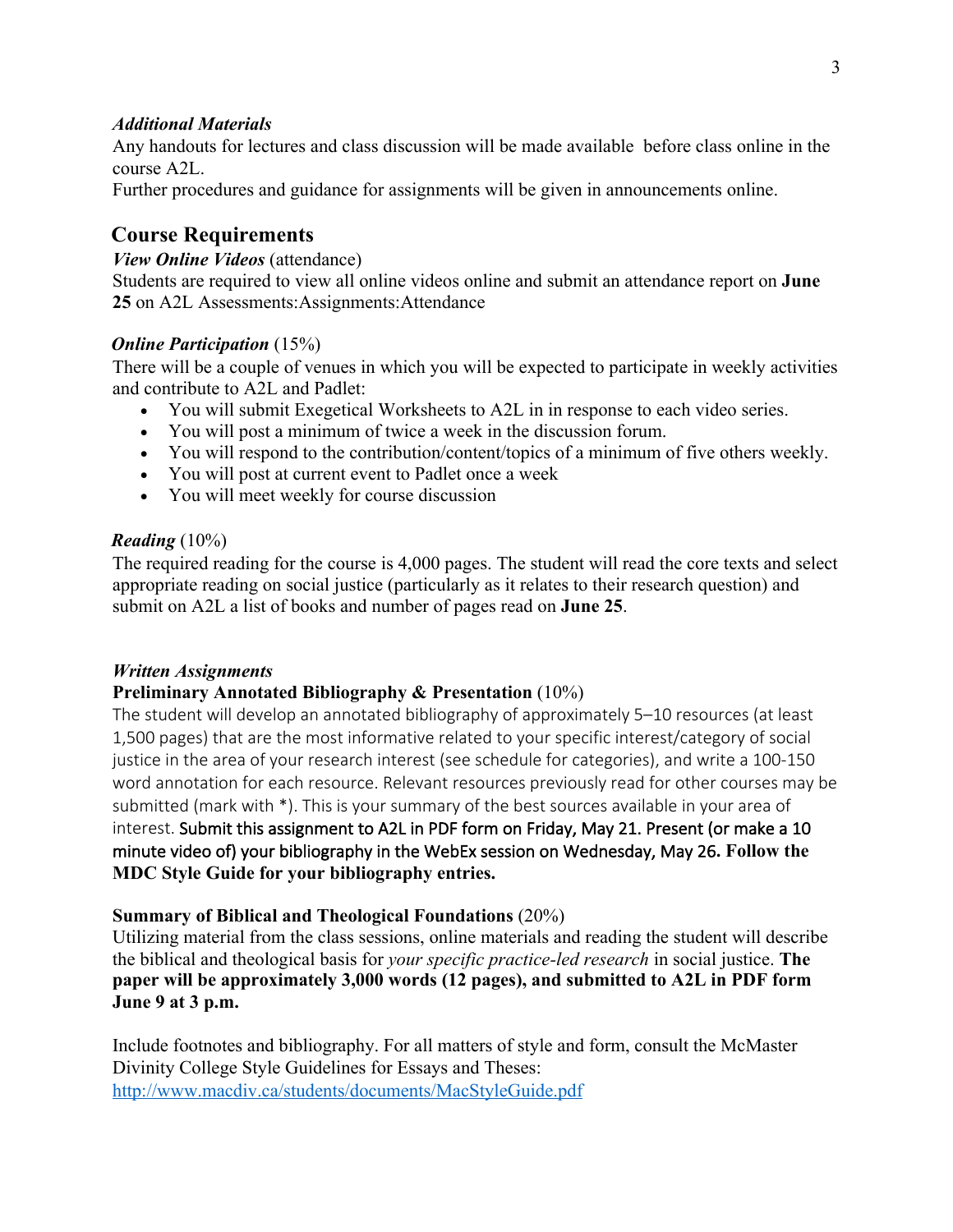***Additional Materials***

Any handouts for lectures and class discussion will be made available before class online in the course A2L.

Further procedures and guidance for assignments will be given in announcements online.

## Course Requirements

***View Online Videos*** (attendance)

Students are required to view all online videos online and submit an attendance report on **June 25** on A2L Assessments:Assignments:Attendance

***Online Participation*** (15%)

There will be a couple of venues in which you will be expected to participate in weekly activities and contribute to A2L and Padlet:

- You will submit Exegetical Worksheets to A2L in in response to each video series.
- You will post a minimum of twice a week in the discussion forum.
- You will respond to the contribution/content/topics of a minimum of five others weekly.
- You will post at current event to Padlet once a week
- You will meet weekly for course discussion

***Reading*** (10%)

The required reading for the course is 4,000 pages. The student will read the core texts and select appropriate reading on social justice (particularly as it relates to their research question) and submit on A2L a list of books and number of pages read on **June 25**.

***Written Assignments***

**Preliminary Annotated Bibliography & Presentation** (10%)

The student will develop an annotated bibliography of approximately 5–10 resources (at least 1,500 pages) that are the most informative related to your specific interest/category of social justice in the area of your research interest (see schedule for categories), and write a 100-150 word annotation for each resource. Relevant resources previously read for other courses may be submitted (mark with *). This is your summary of the best sources available in your area of interest. **Submit this assignment to A2L in PDF form on Friday, May 21. Present (or make a 10 minute video of) your bibliography in the WebEx session on Wednesday, May 26. Follow the MDC Style Guide for your bibliography entries.**

**Summary of Biblical and Theological Foundations** (20%)

Utilizing material from the class sessions, online materials and reading the student will describe the biblical and theological basis for *your specific practice-led research* in social justice. **The paper will be approximately 3,000 words (12 pages), and submitted to A2L in PDF form June 9 at 3 p.m.**

Include footnotes and bibliography. For all matters of style and form, consult the McMaster Divinity College Style Guidelines for Essays and Theses:
http://www.macdiv.ca/students/documents/MacStyleGuide.pdf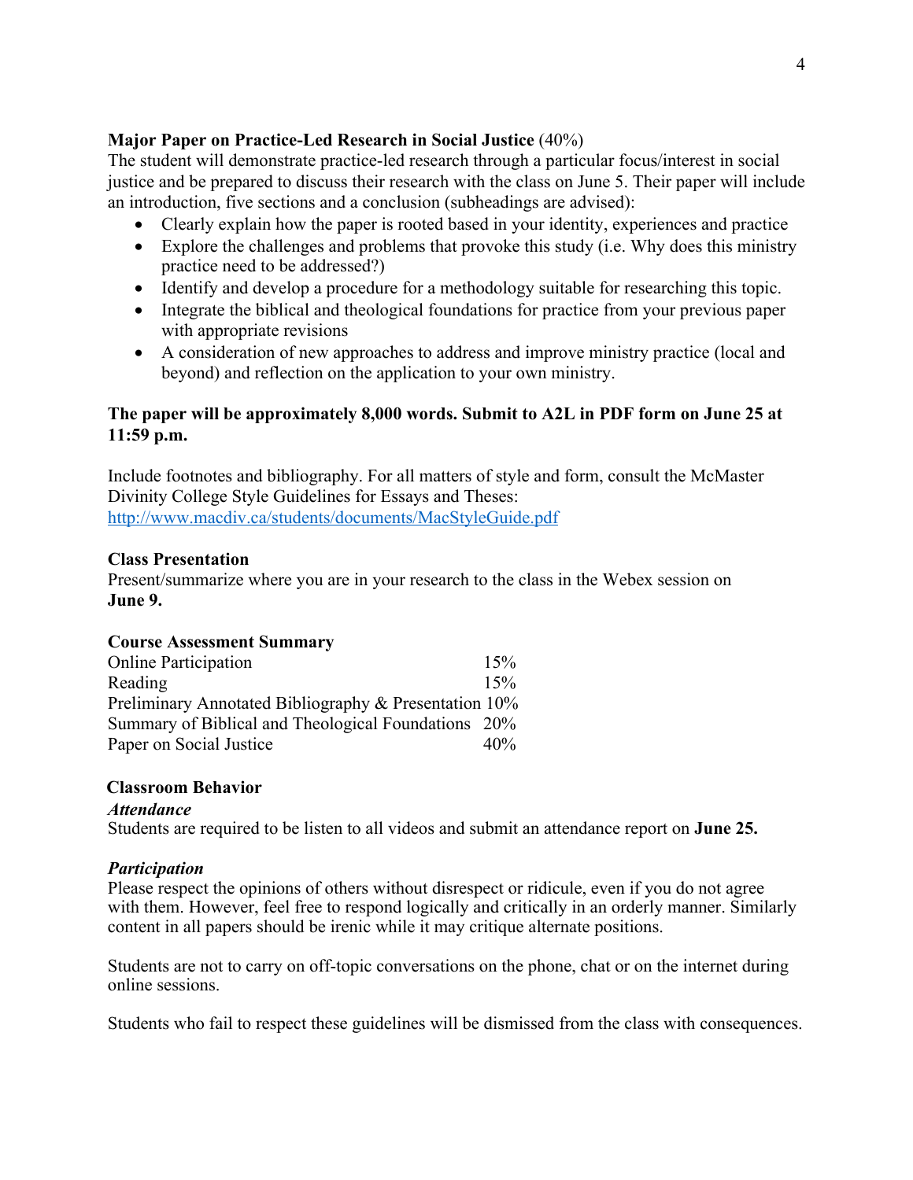**Major Paper on Practice-Led Research in Social Justice** (40%)
The student will demonstrate practice-led research through a particular focus/interest in social justice and be prepared to discuss their research with the class on June 5. Their paper will include an introduction, five sections and a conclusion (subheadings are advised):

- Clearly explain how the paper is rooted based in your identity, experiences and practice
- Explore the challenges and problems that provoke this study (i.e. Why does this ministry practice need to be addressed?)
- Identify and develop a procedure for a methodology suitable for researching this topic.
- Integrate the biblical and theological foundations for practice from your previous paper with appropriate revisions
- A consideration of new approaches to address and improve ministry practice (local and beyond) and reflection on the application to your own ministry.

**The paper will be approximately 8,000 words. Submit to A2L in PDF form on June 25 at 11:59 p.m.**

Include footnotes and bibliography. For all matters of style and form, consult the McMaster Divinity College Style Guidelines for Essays and Theses: http://www.macdiv.ca/students/documents/MacStyleGuide.pdf

**Class Presentation**
Present/summarize where you are in your research to the class in the Webex session on **June 9.**

**Course Assessment Summary**

| | |
|---|---|
| Online Participation | 15% |
| Reading | 15% |
| Preliminary Annotated Bibliography & Presentation | 10% |
| Summary of Biblical and Theological Foundations | 20% |
| Paper on Social Justice | 40% |

**Classroom Behavior**

***Attendance***
Students are required to be listen to all videos and submit an attendance report on **June 25.**

***Participation***
Please respect the opinions of others without disrespect or ridicule, even if you do not agree with them. However, feel free to respond logically and critically in an orderly manner. Similarly content in all papers should be irenic while it may critique alternate positions.

Students are not to carry on off-topic conversations on the phone, chat or on the internet during online sessions.

Students who fail to respect these guidelines will be dismissed from the class with consequences.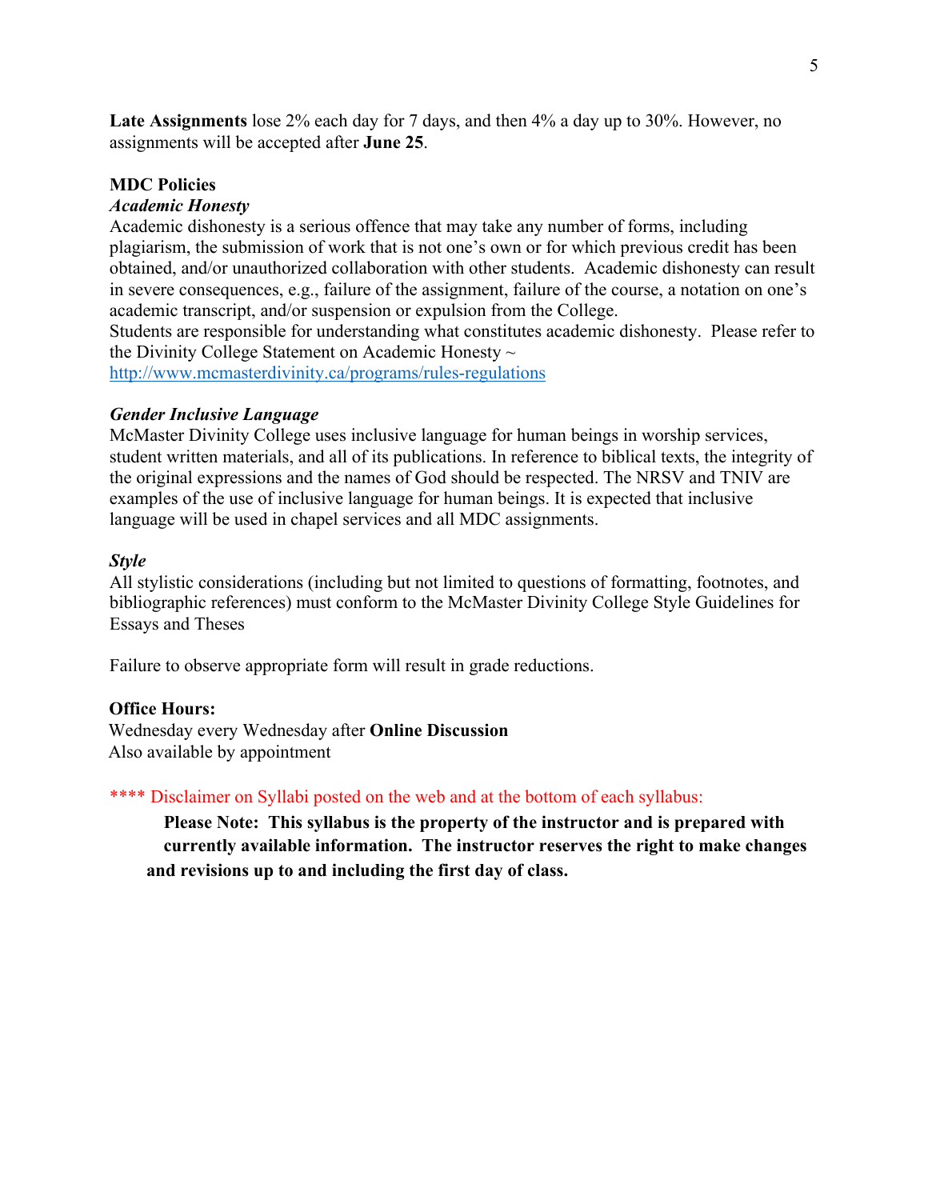**Late Assignments** lose 2% each day for 7 days, and then 4% a day up to 30%. However, no assignments will be accepted after **June 25**.

**MDC Policies**

***Academic Honesty***

Academic dishonesty is a serious offence that may take any number of forms, including plagiarism, the submission of work that is not one's own or for which previous credit has been obtained, and/or unauthorized collaboration with other students. Academic dishonesty can result in severe consequences, e.g., failure of the assignment, failure of the course, a notation on one's academic transcript, and/or suspension or expulsion from the College.

Students are responsible for understanding what constitutes academic dishonesty. Please refer to the Divinity College Statement on Academic Honesty ~ [http://www.mcmasterdivinity.ca/programs/rules-regulations](http://www.mcmasterdivinity.ca/programs/rules-regulations)

***Gender Inclusive Language***

McMaster Divinity College uses inclusive language for human beings in worship services, student written materials, and all of its publications. In reference to biblical texts, the integrity of the original expressions and the names of God should be respected. The NRSV and TNIV are examples of the use of inclusive language for human beings. It is expected that inclusive language will be used in chapel services and all MDC assignments.

***Style***

All stylistic considerations (including but not limited to questions of formatting, footnotes, and bibliographic references) must conform to the McMaster Divinity College Style Guidelines for Essays and Theses

Failure to observe appropriate form will result in grade reductions.

**Office Hours:**

Wednesday every Wednesday after **Online Discussion**
Also available by appointment

**** Disclaimer on Syllabi posted on the web and at the bottom of each syllabus:

**Please Note: This syllabus is the property of the instructor and is prepared with currently available information. The instructor reserves the right to make changes and revisions up to and including the first day of class.**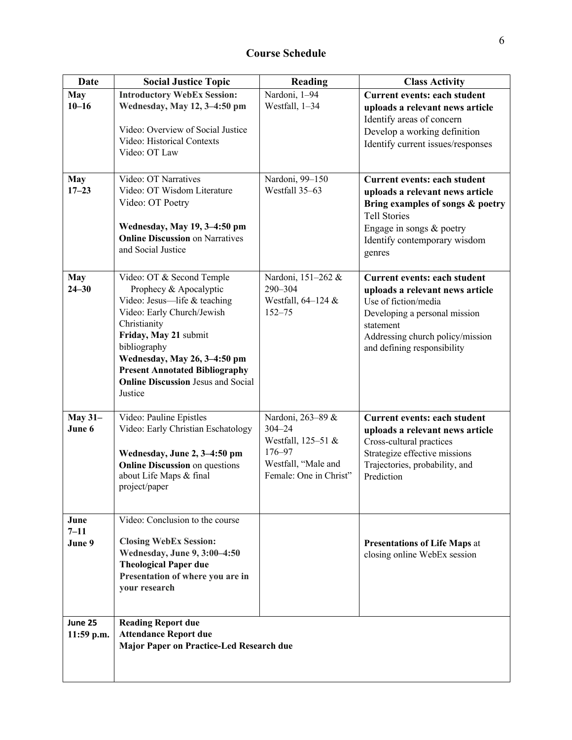## Course Schedule

| Date | Social Justice Topic | Reading | Class Activity |
|---|---|---|---|
| **May 10–16** | **Introductory WebEx Session: Wednesday, May 12, 3–4:50 pm**<br><br>Video: Overview of Social Justice<br>Video: Historical Contexts<br>Video: OT Law | Nardoni, 1–94<br>Westfall, 1–34 | **Current events: each student uploads a relevant news article**<br>Identify areas of concern<br>Develop a working definition<br>Identify current issues/responses |
| **May 17–23** | Video: OT Narratives<br>Video: OT Wisdom Literature<br>Video: OT Poetry<br><br>**Wednesday, May 19, 3–4:50 pm**<br>**Online Discussion** on Narratives and Social Justice | Nardoni, 99–150<br>Westfall 35–63 | **Current events: each student uploads a relevant news article**<br>**Bring examples of songs & poetry**<br>Tell Stories<br>Engage in songs & poetry<br>Identify contemporary wisdom genres |
| **May 24–30** | Video: OT & Second Temple Prophecy & Apocalyptic<br>Video: Jesus—life & teaching<br>Video: Early Church/Jewish Christianity<br>**Friday, May 21** submit bibliography<br>**Wednesday, May 26, 3–4:50 pm**<br>**Present Annotated Bibliography**<br>**Online Discussion** Jesus and Social Justice | Nardoni, 151–262 & 290–304<br>Westfall, 64–124 & 152–75 | **Current events: each student uploads a relevant news article**<br>Use of fiction/media<br>Developing a personal mission statement<br>Addressing church policy/mission and defining responsibility |
| **May 31–June 6** | Video: Pauline Epistles<br>Video: Early Christian Eschatology<br><br>**Wednesday, June 2, 3–4:50 pm**<br>**Online Discussion** on questions about Life Maps & final project/paper | Nardoni, 263–89 & 304–24<br>Westfall, 125–51 & 176–97<br>Westfall, "Male and Female: One in Christ" | **Current events: each student uploads a relevant news article**<br>Cross-cultural practices<br>Strategize effective missions<br>Trajectories, probability, and Prediction |
| **June 7–11**<br>**June 9** | Video: Conclusion to the course<br><br>**Closing WebEx Session: Wednesday, June 9, 3:00–4:50**<br>**Theological Paper due**<br>**Presentation of where you are in your research** | | **Presentations of Life Maps** at closing online WebEx session |
| **June 25 11:59 p.m.** | **Reading Report due**<br>**Attendance Report due**<br>**Major Paper on Practice-Led Research due** | | |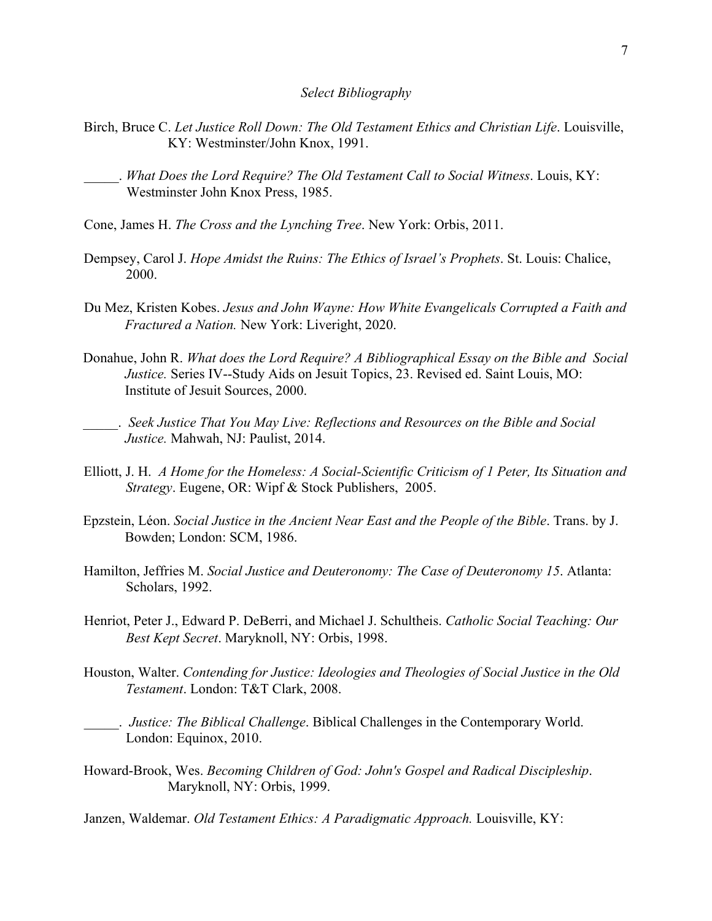*Select Bibliography*

Birch, Bruce C. *Let Justice Roll Down: The Old Testament Ethics and Christian Life*. Louisville, KY: Westminster/John Knox, 1991.

_____. *What Does the Lord Require? The Old Testament Call to Social Witness*. Louis, KY: Westminster John Knox Press, 1985.

Cone, James H. *The Cross and the Lynching Tree*. New York: Orbis, 2011.

Dempsey, Carol J. *Hope Amidst the Ruins: The Ethics of Israel's Prophets*. St. Louis: Chalice, 2000.

Du Mez, Kristen Kobes. *Jesus and John Wayne: How White Evangelicals Corrupted a Faith and Fractured a Nation.* New York: Liveright, 2020.

Donahue, John R. *What does the Lord Require? A Bibliographical Essay on the Bible and Social Justice.* Series IV--Study Aids on Jesuit Topics, 23. Revised ed. Saint Louis, MO: Institute of Jesuit Sources, 2000.

_____. *Seek Justice That You May Live: Reflections and Resources on the Bible and Social Justice.* Mahwah, NJ: Paulist, 2014.

Elliott, J. H. *A Home for the Homeless: A Social-Scientific Criticism of 1 Peter, Its Situation and Strategy*. Eugene, OR: Wipf & Stock Publishers, 2005.

Epzstein, Léon. *Social Justice in the Ancient Near East and the People of the Bible*. Trans. by J. Bowden; London: SCM, 1986.

Hamilton, Jeffries M. *Social Justice and Deuteronomy: The Case of Deuteronomy 15*. Atlanta: Scholars, 1992.

Henriot, Peter J., Edward P. DeBerri, and Michael J. Schultheis. *Catholic Social Teaching: Our Best Kept Secret*. Maryknoll, NY: Orbis, 1998.

Houston, Walter. *Contending for Justice: Ideologies and Theologies of Social Justice in the Old Testament*. London: T&T Clark, 2008.

_____. *Justice: The Biblical Challenge*. Biblical Challenges in the Contemporary World. London: Equinox, 2010.

Howard-Brook, Wes. *Becoming Children of God: John's Gospel and Radical Discipleship*. Maryknoll, NY: Orbis, 1999.

Janzen, Waldemar. *Old Testament Ethics: A Paradigmatic Approach.* Louisville, KY: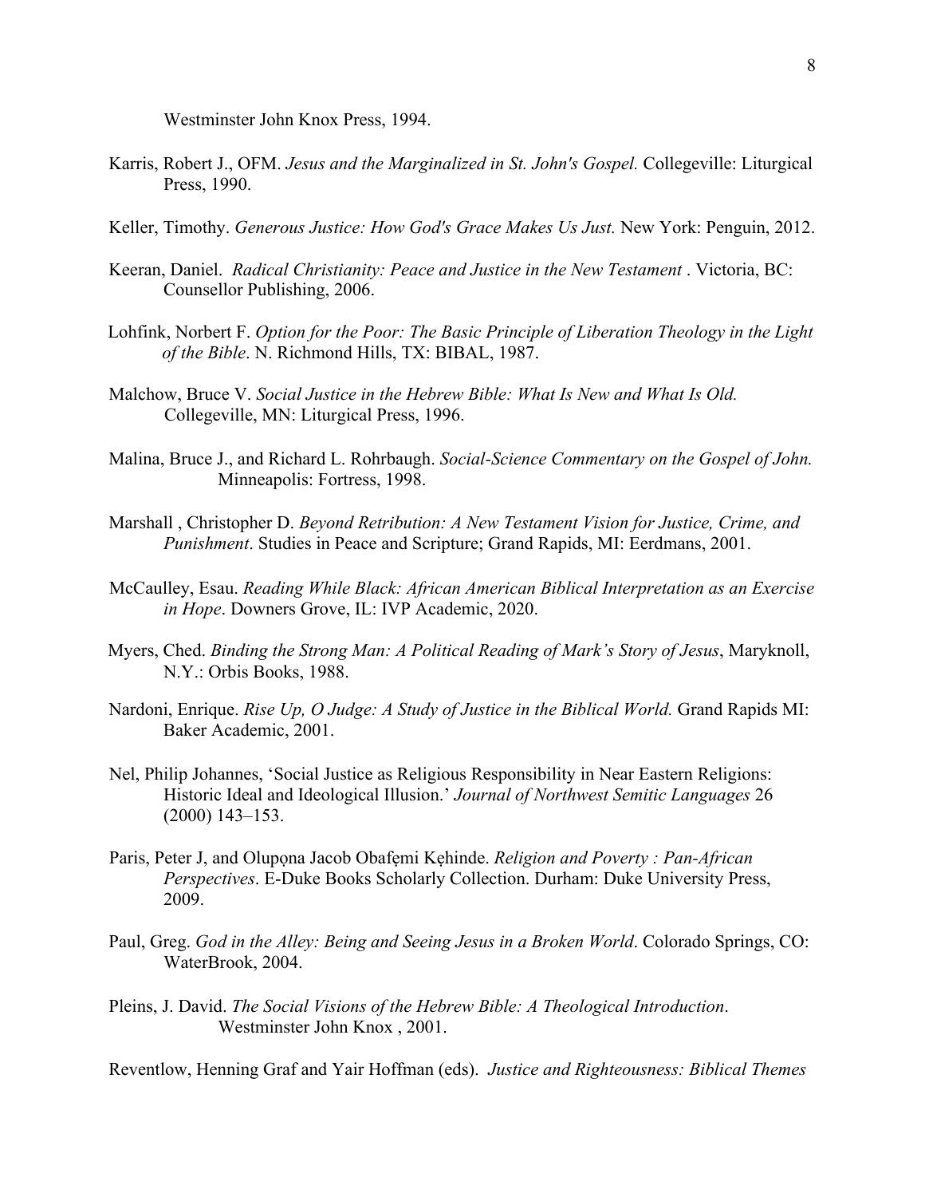Westminster John Knox Press, 1994.

Karris, Robert J., OFM. *Jesus and the Marginalized in St. John's Gospel.* Collegeville: Liturgical Press, 1990.

Keller, Timothy. *Generous Justice: How God's Grace Makes Us Just.* New York: Penguin, 2012.

Keeran, Daniel. *Radical Christianity: Peace and Justice in the New Testament* . Victoria, BC: Counsellor Publishing, 2006.

Lohfink, Norbert F. *Option for the Poor: The Basic Principle of Liberation Theology in the Light of the Bible*. N. Richmond Hills, TX: BIBAL, 1987.

Malchow, Bruce V. *Social Justice in the Hebrew Bible: What Is New and What Is Old.* Collegeville, MN: Liturgical Press, 1996.

Malina, Bruce J., and Richard L. Rohrbaugh. *Social-Science Commentary on the Gospel of John.* Minneapolis: Fortress, 1998.

Marshall , Christopher D. *Beyond Retribution: A New Testament Vision for Justice, Crime, and Punishment*. Studies in Peace and Scripture; Grand Rapids, MI: Eerdmans, 2001.

McCaulley, Esau. *Reading While Black: African American Biblical Interpretation as an Exercise in Hope*. Downers Grove, IL: IVP Academic, 2020.

Myers, Ched. *Binding the Strong Man: A Political Reading of Mark's Story of Jesus*, Maryknoll, N.Y.: Orbis Books, 1988.

Nardoni, Enrique. *Rise Up, O Judge: A Study of Justice in the Biblical World.* Grand Rapids MI: Baker Academic, 2001.

Nel, Philip Johannes, 'Social Justice as Religious Responsibility in Near Eastern Religions: Historic Ideal and Ideological Illusion.' *Journal of Northwest Semitic Languages* 26 (2000) 143–153.

Paris, Peter J, and Olupọna Jacob Obafẹmi Kẹhinde. *Religion and Poverty : Pan-African Perspectives*. E-Duke Books Scholarly Collection. Durham: Duke University Press, 2009.

Paul, Greg. *God in the Alley: Being and Seeing Jesus in a Broken World*. Colorado Springs, CO: WaterBrook, 2004.

Pleins, J. David. *The Social Visions of the Hebrew Bible: A Theological Introduction*. Westminster John Knox , 2001.

Reventlow, Henning Graf and Yair Hoffman (eds). *Justice and Righteousness: Biblical Themes*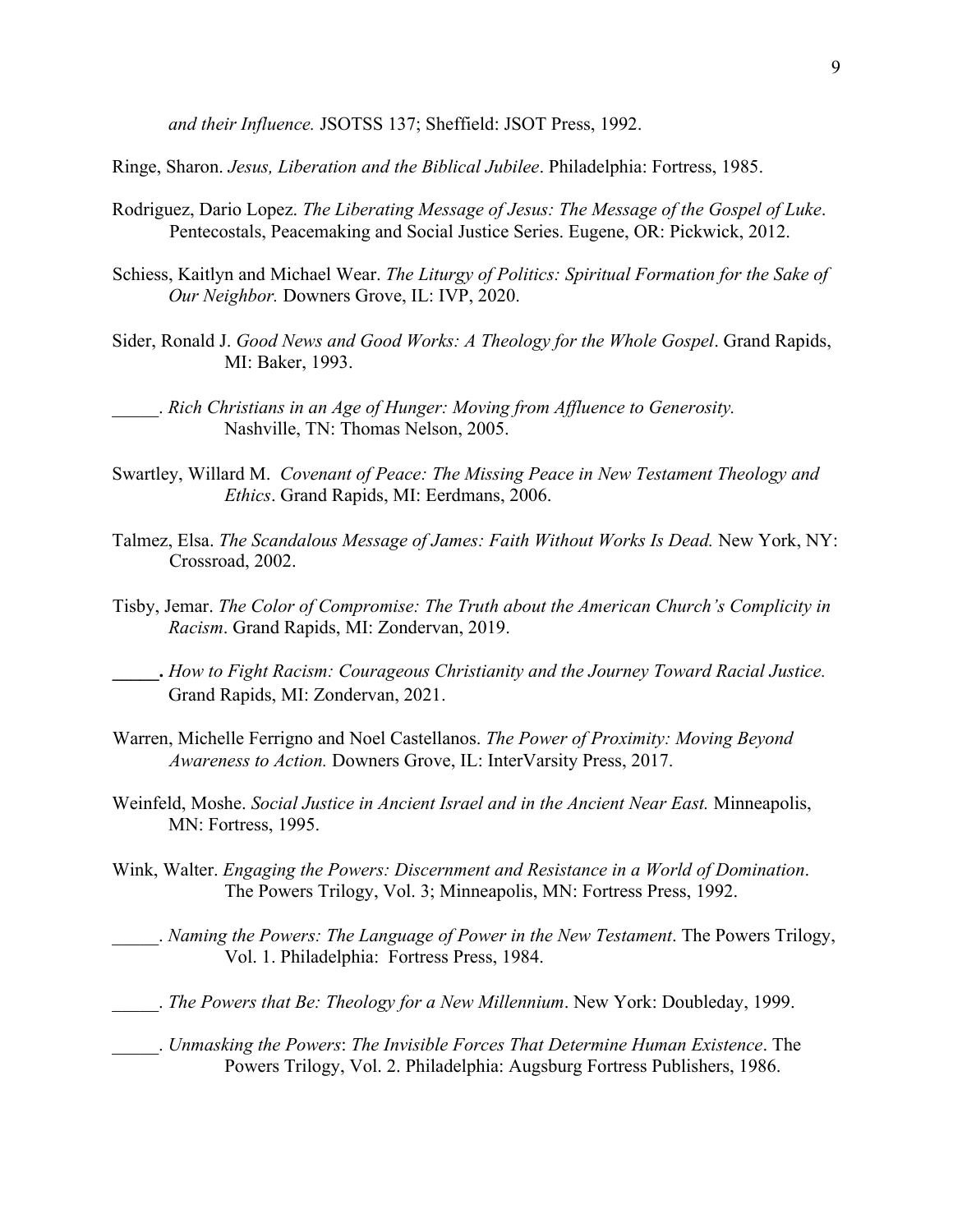*and their Influence.* JSOTSS 137; Sheffield: JSOT Press, 1992.

Ringe, Sharon. *Jesus, Liberation and the Biblical Jubilee*. Philadelphia: Fortress, 1985.

Rodriguez, Dario Lopez. *The Liberating Message of Jesus: The Message of the Gospel of Luke*. Pentecostals, Peacemaking and Social Justice Series. Eugene, OR: Pickwick, 2012.

Schiess, Kaitlyn and Michael Wear. *The Liturgy of Politics: Spiritual Formation for the Sake of Our Neighbor.* Downers Grove, IL: IVP, 2020.

Sider, Ronald J. *Good News and Good Works: A Theology for the Whole Gospel*. Grand Rapids, MI: Baker, 1993.

_____. *Rich Christians in an Age of Hunger: Moving from Affluence to Generosity.* Nashville, TN: Thomas Nelson, 2005.

Swartley, Willard M. *Covenant of Peace: The Missing Peace in New Testament Theology and Ethics*. Grand Rapids, MI: Eerdmans, 2006.

Talmez, Elsa. *The Scandalous Message of James: Faith Without Works Is Dead.* New York, NY: Crossroad, 2002.

Tisby, Jemar. *The Color of Compromise: The Truth about the American Church's Complicity in Racism*. Grand Rapids, MI: Zondervan, 2019.

**_____.** *How to Fight Racism: Courageous Christianity and the Journey Toward Racial Justice.* Grand Rapids, MI: Zondervan, 2021.

Warren, Michelle Ferrigno and Noel Castellanos. *The Power of Proximity: Moving Beyond Awareness to Action.* Downers Grove, IL: InterVarsity Press, 2017.

Weinfeld, Moshe. *Social Justice in Ancient Israel and in the Ancient Near East.* Minneapolis, MN: Fortress, 1995.

Wink, Walter. *Engaging the Powers: Discernment and Resistance in a World of Domination*. The Powers Trilogy, Vol. 3; Minneapolis, MN: Fortress Press, 1992.

_____. *Naming the Powers: The Language of Power in the New Testament*. The Powers Trilogy, Vol. 1. Philadelphia: Fortress Press, 1984.

_____. *The Powers that Be: Theology for a New Millennium*. New York: Doubleday, 1999.

_____. *Unmasking the Powers*: *The Invisible Forces That Determine Human Existence*. The Powers Trilogy, Vol. 2. Philadelphia: Augsburg Fortress Publishers, 1986.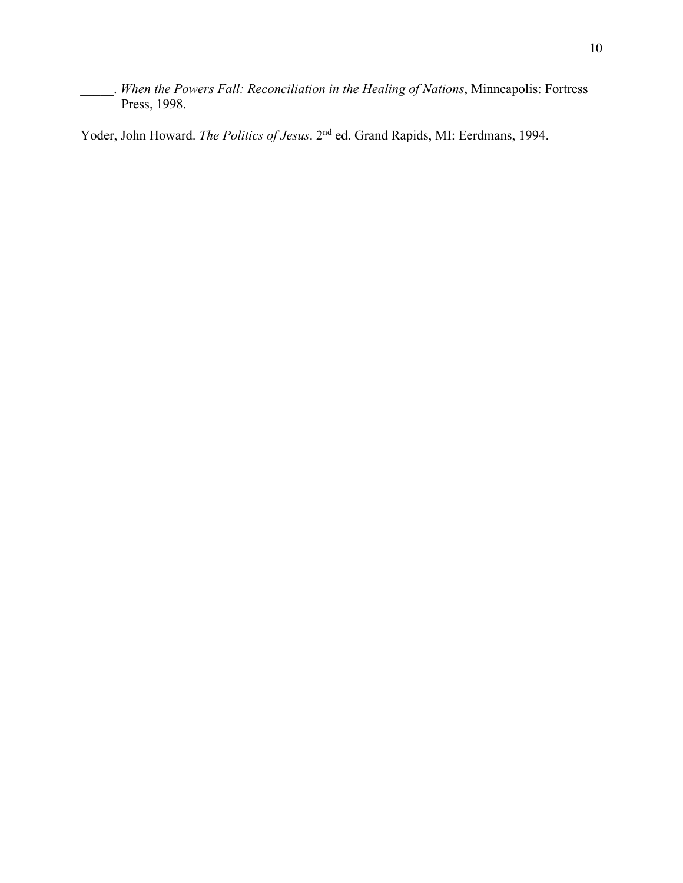_____. *When the Powers Fall: Reconciliation in the Healing of Nations*, Minneapolis: Fortress Press, 1998.

Yoder, John Howard. *The Politics of Jesus*. 2nd ed. Grand Rapids, MI: Eerdmans, 1994.